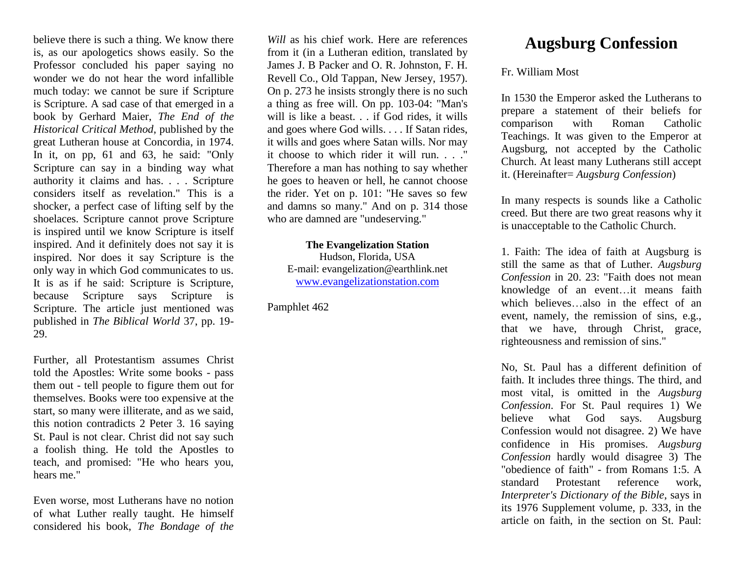believe there is such a thing. We know there is, as our apologetics shows easily. So the Professor concluded his paper saying no wonder we do not hear the word infallible much today: we cannot be sure if Scripture is Scripture. A sad case of that emerged in a book by Gerhard Maier, *The End of the Historical Critical Method*, published by the great Lutheran house at Concordia, in 1974. In it, on pp, 61 and 63, he said: "Only Scripture can say in a binding way what authority it claims and has. . . . Scripture considers itself as revelation." This is a shocker, a perfect case of lifting self by the shoelaces. Scripture cannot prove Scripture is inspired until we know Scripture is itself inspired. And it definitely does not say it is inspired. Nor does it say Scripture is the only way in which God communicates to us. It is as if he said: Scripture is Scripture, because Scripture says Scripture is Scripture. The article just mentioned was published in *The Biblical World* 37, pp. 19-29.

Further, all Protestantism assumes Christ told the Apostles: Write some books - pass them out - tell people to figure them out for themselves. Books were too expensive at the start, so many were illiterate, and as we said, this notion contradicts 2 Peter 3. 16 saying St. Paul is not clear. Christ did not say such a foolish thing. He told the Apostles to teach, and promised: "He who hears you, hears me."

Even worse, most Lutherans have no notion of what Luther really taught. He himself considered his book, *The Bondage of the Will* as his chief work. Here are references from it (in a Lutheran edition, translated by James J. B Packer and O. R. Johnston, F. H. Revell Co., Old Tappan, New Jersey, 1957). On p. 273 he insists strongly there is no such a thing as free will. On pp. 103-04: "Man's will is like a beast. . . if God rides, it wills and goes where God wills. . . . If Satan rides, it wills and goes where Satan wills. Nor may it choose to which rider it will run. . . ." Therefore a man has nothing to say whether he goes to heaven or hell, he cannot choose the rider. Yet on p. 101: "He saves so few and damns so many." And on p. 314 those who are damned are "undeserving."

**The Evangelization Station**
Hudson, Florida, USA
E-mail: evangelization@earthlink.net
www.evangelizationstation.com

Pamphlet 462

# Augsburg Confession

Fr. William Most

In 1530 the Emperor asked the Lutherans to prepare a statement of their beliefs for comparison with Roman Catholic Teachings. It was given to the Emperor at Augsburg, not accepted by the Catholic Church. At least many Lutherans still accept it. (Hereinafter= *Augsburg Confession*)

In many respects is sounds like a Catholic creed. But there are two great reasons why it is unacceptable to the Catholic Church.

1. Faith: The idea of faith at Augsburg is still the same as that of Luther. *Augsburg Confession* in 20. 23: "Faith does not mean knowledge of an event…it means faith which believes…also in the effect of an event, namely, the remission of sins, e.g., that we have, through Christ, grace, righteousness and remission of sins."

No, St. Paul has a different definition of faith. It includes three things. The third, and most vital, is omitted in the *Augsburg Confession*. For St. Paul requires 1) We believe what God says. Augsburg Confession would not disagree. 2) We have confidence in His promises. *Augsburg Confession* hardly would disagree 3) The "obedience of faith" - from Romans 1:5. A standard Protestant reference work, *Interpreter's Dictionary of the Bible*, says in its 1976 Supplement volume, p. 333, in the article on faith, in the section on St. Paul: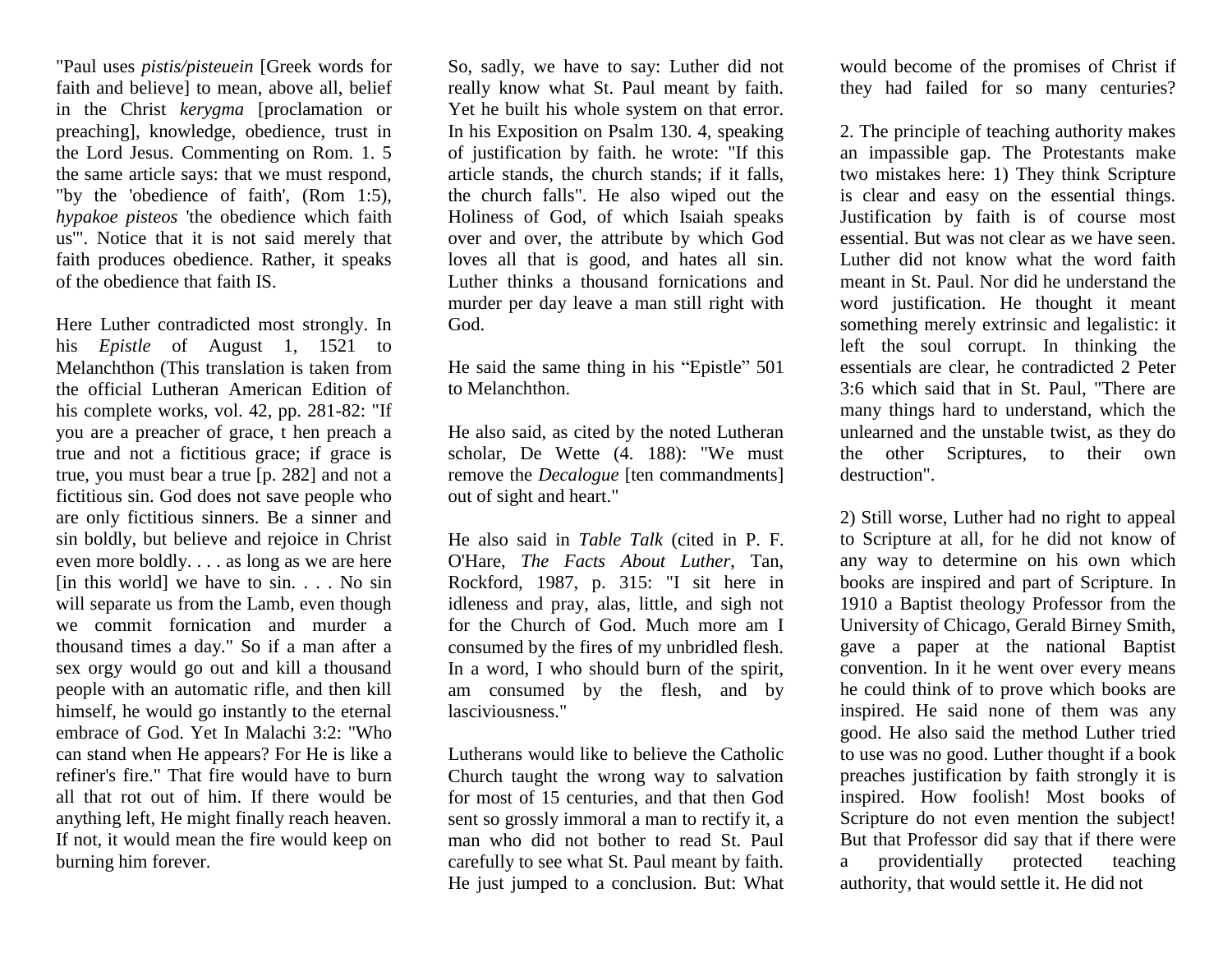"Paul uses *pistis/pisteuein* [Greek words for faith and believe] to mean, above all, belief in the Christ *kerygma* [proclamation or preaching], knowledge, obedience, trust in the Lord Jesus. Commenting on Rom. 1. 5 the same article says: that we must respond, "by the 'obedience of faith', (Rom 1:5), *hypakoe pisteos* 'the obedience which faith us'". Notice that it is not said merely that faith produces obedience. Rather, it speaks of the obedience that faith IS.

Here Luther contradicted most strongly. In his *Epistle* of August 1, 1521 to Melanchthon (This translation is taken from the official Lutheran American Edition of his complete works, vol. 42, pp. 281-82: "If you are a preacher of grace, t hen preach a true and not a fictitious grace; if grace is true, you must bear a true [p. 282] and not a fictitious sin. God does not save people who are only fictitious sinners. Be a sinner and sin boldly, but believe and rejoice in Christ even more boldly. . . . as long as we are here [in this world] we have to sin. . . . No sin will separate us from the Lamb, even though we commit fornication and murder a thousand times a day." So if a man after a sex orgy would go out and kill a thousand people with an automatic rifle, and then kill himself, he would go instantly to the eternal embrace of God. Yet In Malachi 3:2: "Who can stand when He appears? For He is like a refiner's fire." That fire would have to burn all that rot out of him. If there would be anything left, He might finally reach heaven. If not, it would mean the fire would keep on burning him forever.

So, sadly, we have to say: Luther did not really know what St. Paul meant by faith. Yet he built his whole system on that error. In his Exposition on Psalm 130. 4, speaking of justification by faith. he wrote: "If this article stands, the church stands; if it falls, the church falls". He also wiped out the Holiness of God, of which Isaiah speaks over and over, the attribute by which God loves all that is good, and hates all sin. Luther thinks a thousand fornications and murder per day leave a man still right with God.

He said the same thing in his "Epistle" 501 to Melanchthon.

He also said, as cited by the noted Lutheran scholar, De Wette (4. 188): "We must remove the *Decalogue* [ten commandments] out of sight and heart."

He also said in *Table Talk* (cited in P. F. O'Hare, *The Facts About Luther*, Tan, Rockford, 1987, p. 315: "I sit here in idleness and pray, alas, little, and sigh not for the Church of God. Much more am I consumed by the fires of my unbridled flesh. In a word, I who should burn of the spirit, am consumed by the flesh, and by lasciviousness."

Lutherans would like to believe the Catholic Church taught the wrong way to salvation for most of 15 centuries, and that then God sent so grossly immoral a man to rectify it, a man who did not bother to read St. Paul carefully to see what St. Paul meant by faith. He just jumped to a conclusion. But: What would become of the promises of Christ if they had failed for so many centuries?

2. The principle of teaching authority makes an impassible gap. The Protestants make two mistakes here: 1) They think Scripture is clear and easy on the essential things. Justification by faith is of course most essential. But was not clear as we have seen. Luther did not know what the word faith meant in St. Paul. Nor did he understand the word justification. He thought it meant something merely extrinsic and legalistic: it left the soul corrupt. In thinking the essentials are clear, he contradicted 2 Peter 3:6 which said that in St. Paul, "There are many things hard to understand, which the unlearned and the unstable twist, as they do the other Scriptures, to their own destruction".

2) Still worse, Luther had no right to appeal to Scripture at all, for he did not know of any way to determine on his own which books are inspired and part of Scripture. In 1910 a Baptist theology Professor from the University of Chicago, Gerald Birney Smith, gave a paper at the national Baptist convention. In it he went over every means he could think of to prove which books are inspired. He said none of them was any good. He also said the method Luther tried to use was no good. Luther thought if a book preaches justification by faith strongly it is inspired. How foolish! Most books of Scripture do not even mention the subject! But that Professor did say that if there were a providentially protected teaching authority, that would settle it. He did not